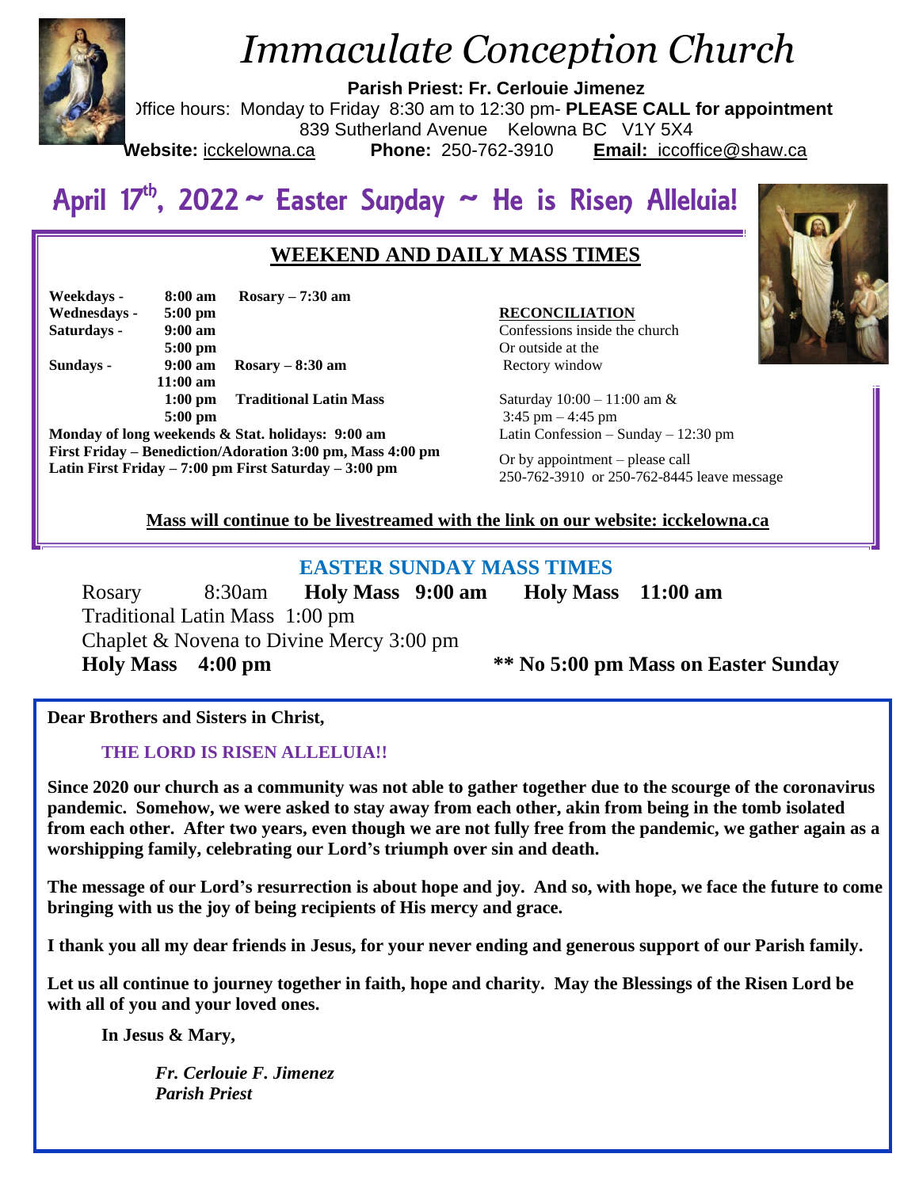# Immaculate Conception Church

**Parish Priest: Fr. Cerlouie Jimenez**
Office hours: Monday to Friday 8:30 am to 12:30 pm- **PLEASE CALL for appointment**
839 Sutherland Avenue Kelowna BC V1Y 5X4
**Website:** icckelowna.ca **Phone:** 250-762-3910 **Email:** iccoffice@shaw.ca

## April 17th, 2022 ~ Easter Sunday ~ He is Risen Alleluia!

### WEEKEND AND DAILY MASS TIMES

**Weekdays - 8:00 am Rosary – 7:30 am**
**Wednesdays - 5:00 pm**
**Saturdays - 9:00 am**
**5:00 pm**
**Sundays - 9:00 am Rosary – 8:30 am**
**11:00 am**
**1:00 pm Traditional Latin Mass**
**5:00 pm**
**Monday of long weekends & Stat. holidays: 9:00 am**
**First Friday – Benediction/Adoration 3:00 pm, Mass 4:00 pm**
**Latin First Friday – 7:00 pm First Saturday – 3:00 pm**

**RECONCILIATION**
Confessions inside the church
Or outside at the
Rectory window

Saturday 10:00 – 11:00 am &
3:45 pm – 4:45 pm
Latin Confession – Sunday – 12:30 pm

Or by appointment – please call
250-762-3910 or 250-762-8445 leave message

**Mass will continue to be livestreamed with the link on our website: icckelowna.ca**

### EASTER SUNDAY MASS TIMES

Rosary 8:30am **Holy Mass 9:00 am** **Holy Mass 11:00 am**
Traditional Latin Mass 1:00 pm
Chaplet & Novena to Divine Mercy 3:00 pm
**Holy Mass 4:00 pm** **\*\* No 5:00 pm Mass on Easter Sunday**

**Dear Brothers and Sisters in Christ,**

**THE LORD IS RISEN ALLELUIA!!**

**Since 2020 our church as a community was not able to gather together due to the scourge of the coronavirus pandemic. Somehow, we were asked to stay away from each other, akin from being in the tomb isolated from each other. After two years, even though we are not fully free from the pandemic, we gather again as a worshipping family, celebrating our Lord's triumph over sin and death.**

**The message of our Lord's resurrection is about hope and joy. And so, with hope, we face the future to come bringing with us the joy of being recipients of His mercy and grace.**

**I thank you all my dear friends in Jesus, for your never ending and generous support of our Parish family.**

**Let us all continue to journey together in faith, hope and charity. May the Blessings of the Risen Lord be with all of you and your loved ones.**

**In Jesus & Mary,**

***Fr. Cerlouie F. Jimenez***
***Parish Priest***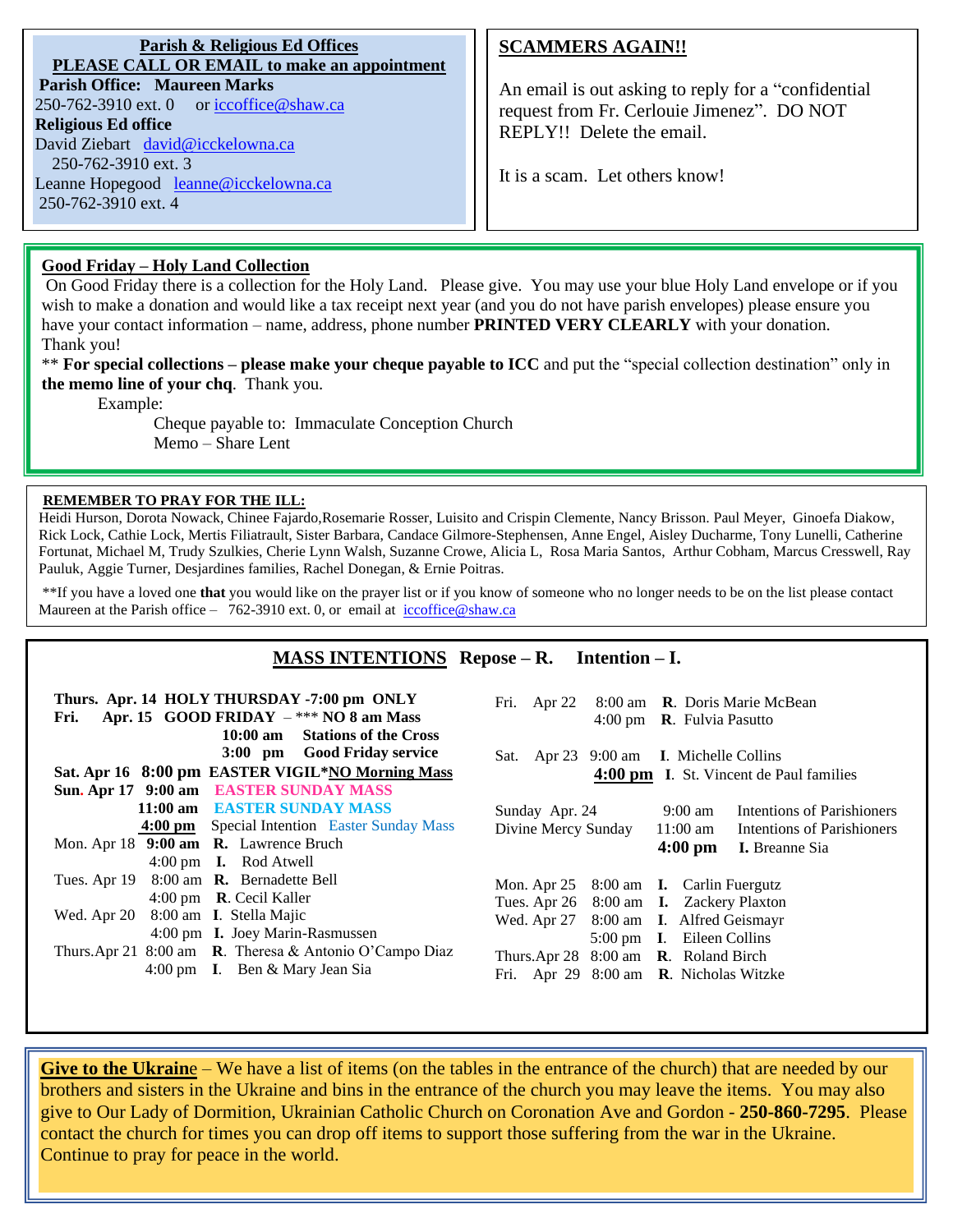**Parish & Religious Ed Offices**
**PLEASE CALL OR EMAIL to make an appointment**

**Parish Office: Maureen Marks**
250-762-3910 ext. 0 or iccoffice@shaw.ca

**Religious Ed office**
David Ziebart david@icckelowna.ca
250-762-3910 ext. 3
Leanne Hopegood leanne@icckelowna.ca
250-762-3910 ext. 4

## SCAMMERS AGAIN!!

An email is out asking to reply for a "confidential request from Fr. Cerlouie Jimenez". DO NOT REPLY!! Delete the email.

It is a scam. Let others know!

## Good Friday – Holy Land Collection

On Good Friday there is a collection for the Holy Land. Please give. You may use your blue Holy Land envelope or if you wish to make a donation and would like a tax receipt next year (and you do not have parish envelopes) please ensure you have your contact information – name, address, phone number **PRINTED VERY CLEARLY** with your donation.
Thank you!

** **For special collections – please make your cheque payable to ICC** and put the "special collection destination" only in **the memo line of your chq**. Thank you.

Example:

Cheque payable to: Immaculate Conception Church
Memo – Share Lent

## REMEMBER TO PRAY FOR THE ILL:

Heidi Hurson, Dorota Nowack, Chinee Fajardo,Rosemarie Rosser, Luisito and Crispin Clemente, Nancy Brisson. Paul Meyer, Ginoefa Diakow, Rick Lock, Cathie Lock, Mertis Filiatrault, Sister Barbara, Candace Gilmore-Stephensen, Anne Engel, Aisley Ducharme, Tony Lunelli, Catherine Fortunat, Michael M, Trudy Szulkies, Cherie Lynn Walsh, Suzanne Crowe, Alicia L, Rosa Maria Santos, Arthur Cobham, Marcus Cresswell, Ray Pauluk, Aggie Turner, Desjardines families, Rachel Donegan, & Ernie Poitras.

**If you have a loved one **that** you would like on the prayer list or if you know of someone who no longer needs to be on the list please contact Maureen at the Parish office – 762-3910 ext. 0, or email at iccoffice@shaw.ca

## MASS INTENTIONS Repose – R. Intention – I.

**Thurs. Apr. 14 HOLY THURSDAY -7:00 pm ONLY**
**Fri. Apr. 15 GOOD FRIDAY – *** NO 8 am Mass**
**10:00 am Stations of the Cross**
**3:00 pm Good Friday service**
**Sat. Apr 16 8:00 pm EASTER VIGIL*NO Morning Mass**
**Sun. Apr 17 9:00 am EASTER SUNDAY MASS**
**11:00 am EASTER SUNDAY MASS**
**4:00 pm** Special Intention Easter Sunday Mass
Mon. Apr 18 **9:00 am R.** Lawrence Bruch
4:00 pm **I.** Rod Atwell
Tues. Apr 19 8:00 am **R.** Bernadette Bell
4:00 pm **R**. Cecil Kaller
Wed. Apr 20 8:00 am **I**. Stella Majic
4:00 pm **I.** Joey Marin-Rasmussen
Thurs.Apr 21 8:00 am **R**. Theresa & Antonio O'Campo Diaz
4:00 pm **I**. Ben & Mary Jean Sia

Fri. Apr 22 8:00 am **R**. Doris Marie McBean
4:00 pm **R**. Fulvia Pasutto

Sat. Apr 23 9:00 am **I**. Michelle Collins
**4:00 pm I**. St. Vincent de Paul families

Sunday Apr. 24 Divine Mercy Sunday
9:00 am Intentions of Parishioners
11:00 am Intentions of Parishioners
**4:00 pm I.** Breanne Sia

Mon. Apr 25 8:00 am **I.** Carlin Fuergutz
Tues. Apr 26 8:00 am **I.** Zackery Plaxton
Wed. Apr 27 8:00 am **I**. Alfred Geismayr
5:00 pm **I**. Eileen Collins
Thurs.Apr 28 8:00 am **R**. Roland Birch
Fri. Apr 29 8:00 am **R**. Nicholas Witzke

**Give to the Ukraine** – We have a list of items (on the tables in the entrance of the church) that are needed by our brothers and sisters in the Ukraine and bins in the entrance of the church you may leave the items. You may also give to Our Lady of Dormition, Ukrainian Catholic Church on Coronation Ave and Gordon - **250-860-7295**. Please contact the church for times you can drop off items to support those suffering from the war in the Ukraine. Continue to pray for peace in the world.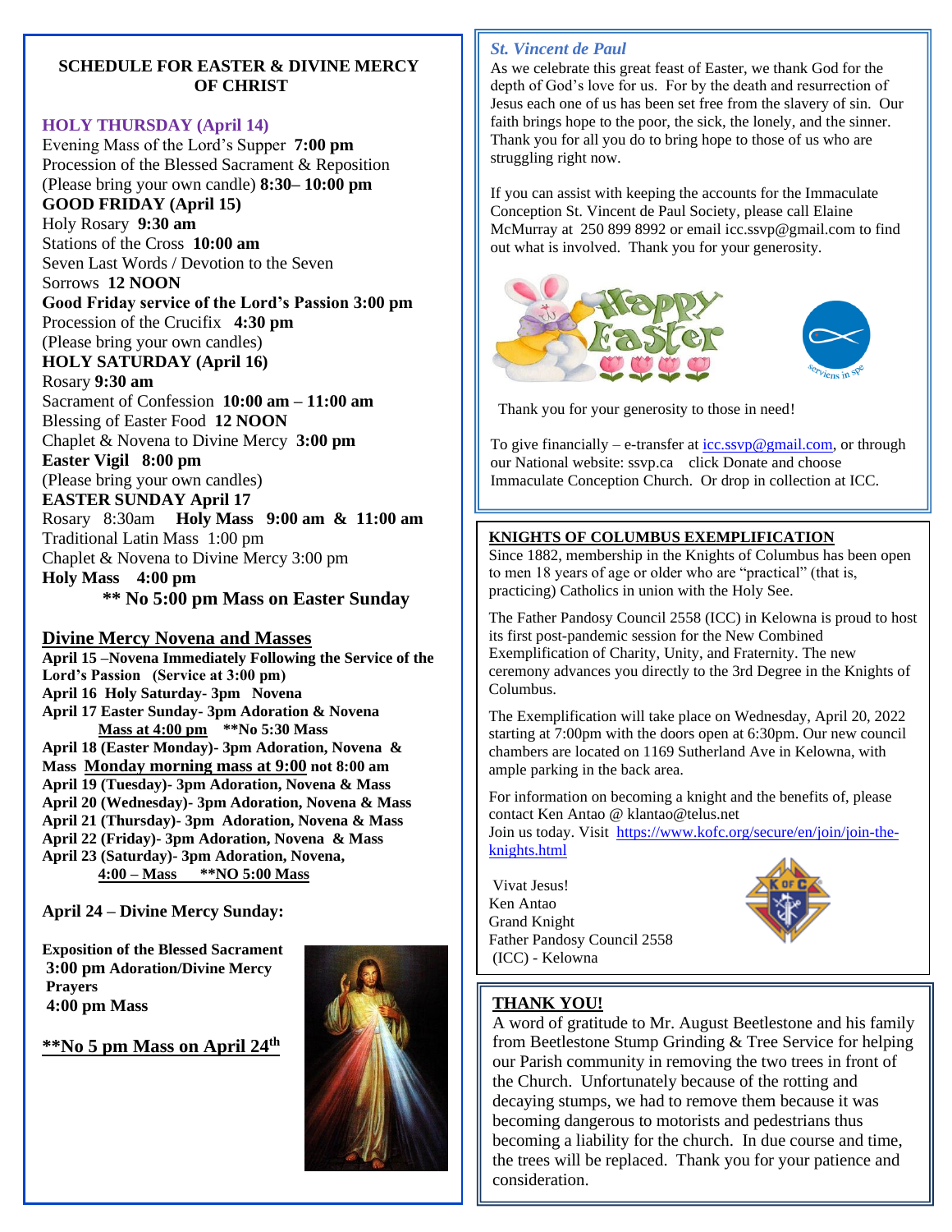## SCHEDULE FOR EASTER & DIVINE MERCY OF CHRIST

**HOLY THURSDAY (April 14)**
Evening Mass of the Lord's Supper **7:00 pm**
Procession of the Blessed Sacrament & Reposition
(Please bring your own candle) **8:30– 10:00 pm**
**GOOD FRIDAY (April 15)**
Holy Rosary **9:30 am**
Stations of the Cross **10:00 am**
Seven Last Words / Devotion to the Seven Sorrows **12 NOON**
**Good Friday service of the Lord's Passion 3:00 pm**
Procession of the Crucifix **4:30 pm**
(Please bring your own candles)
**HOLY SATURDAY (April 16)**
Rosary **9:30 am**
Sacrament of Confession **10:00 am – 11:00 am**
Blessing of Easter Food **12 NOON**
Chaplet & Novena to Divine Mercy **3:00 pm**
**Easter Vigil 8:00 pm**
(Please bring your own candles)
**EASTER SUNDAY April 17**
Rosary 8:30am **Holy Mass 9:00 am & 11:00 am**
Traditional Latin Mass 1:00 pm
Chaplet & Novena to Divine Mercy 3:00 pm
**Holy Mass 4:00 pm**
**\*\* No 5:00 pm Mass on Easter Sunday**

## Divine Mercy Novena and Masses

**April 15 –Novena Immediately Following the Service of the Lord's Passion (Service at 3:00 pm)**
**April 16 Holy Saturday- 3pm Novena**
**April 17 Easter Sunday- 3pm Adoration & Novena**
**Mass at 4:00 pm \*\*No 5:30 Mass**
**April 18 (Easter Monday)- 3pm Adoration, Novena & Mass Monday morning mass at 9:00 not 8:00 am**
**April 19 (Tuesday)- 3pm Adoration, Novena & Mass**
**April 20 (Wednesday)- 3pm Adoration, Novena & Mass**
**April 21 (Thursday)- 3pm Adoration, Novena & Mass**
**April 22 (Friday)- 3pm Adoration, Novena & Mass**
**April 23 (Saturday)- 3pm Adoration, Novena,**
**4:00 – Mass \*\*NO 5:00 Mass**

**April 24 – Divine Mercy Sunday:**

**Exposition of the Blessed Sacrament**
**3:00 pm Adoration/Divine Mercy Prayers**
**4:00 pm Mass**

**\*\*No 5 pm Mass on April 24th**

### *St. Vincent de Paul*

As we celebrate this great feast of Easter, we thank God for the depth of God's love for us. For by the death and resurrection of Jesus each one of us has been set free from the slavery of sin. Our faith brings hope to the poor, the sick, the lonely, and the sinner. Thank you for all you do to bring hope to those of us who are struggling right now.

If you can assist with keeping the accounts for the Immaculate Conception St. Vincent de Paul Society, please call Elaine McMurray at 250 899 8992 or email icc.ssvp@gmail.com to find out what is involved. Thank you for your generosity.

Thank you for your generosity to those in need!

To give financially – e-transfer at icc.ssvp@gmail.com, or through our National website: ssvp.ca click Donate and choose Immaculate Conception Church. Or drop in collection at ICC.

### KNIGHTS OF COLUMBUS EXEMPLIFICATION

Since 1882, membership in the Knights of Columbus has been open to men 18 years of age or older who are "practical" (that is, practicing) Catholics in union with the Holy See.

The Father Pandosy Council 2558 (ICC) in Kelowna is proud to host its first post-pandemic session for the New Combined Exemplification of Charity, Unity, and Fraternity. The new ceremony advances you directly to the 3rd Degree in the Knights of Columbus.

The Exemplification will take place on Wednesday, April 20, 2022 starting at 7:00pm with the doors open at 6:30pm. Our new council chambers are located on 1169 Sutherland Ave in Kelowna, with ample parking in the back area.

For information on becoming a knight and the benefits of, please contact Ken Antao @ klantao@telus.net
Join us today. Visit https://www.kofc.org/secure/en/join/join-the-knights.html

Vivat Jesus!
Ken Antao
Grand Knight
Father Pandosy Council 2558
(ICC) - Kelowna

### THANK YOU!

A word of gratitude to Mr. August Beetlestone and his family from Beetlestone Stump Grinding & Tree Service for helping our Parish community in removing the two trees in front of the Church. Unfortunately because of the rotting and decaying stumps, we had to remove them because it was becoming dangerous to motorists and pedestrians thus becoming a liability for the church. In due course and time, the trees will be replaced. Thank you for your patience and consideration.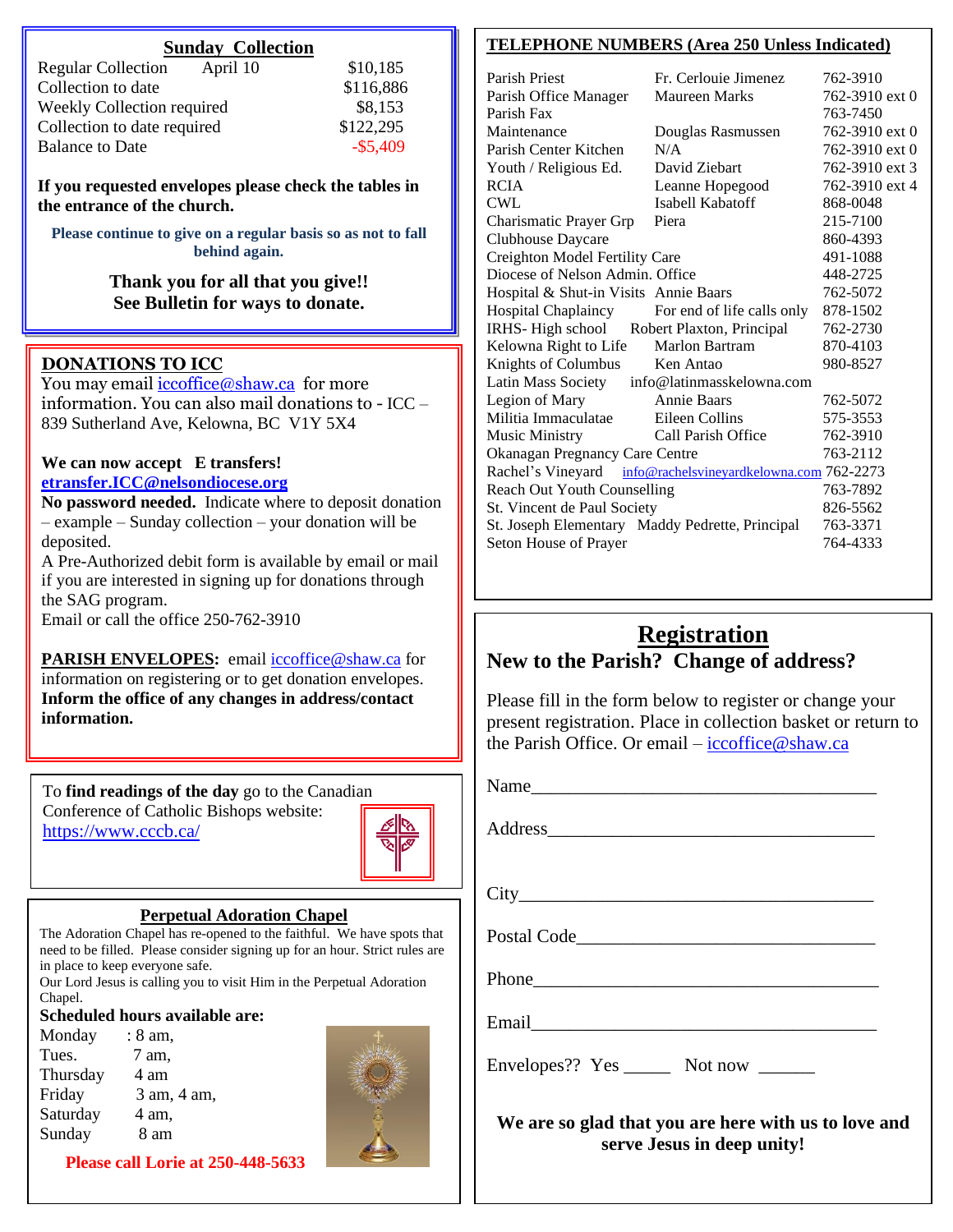## Sunday Collection

| | | |
|---|---|---|
| Regular Collection | April 10 | $10,185 |
| Collection to date | | $116,886 |
| Weekly Collection required | | $8,153 |
| Collection to date required | | $122,295 |
| Balance to Date | | -$5,409 |

**If you requested envelopes please check the tables in the entrance of the church.**

**Please continue to give on a regular basis so as not to fall behind again.**

**Thank you for all that you give!!**
**See Bulletin for ways to donate.**

## DONATIONS TO ICC

You may email iccoffice@shaw.ca for more information. You can also mail donations to - ICC – 839 Sutherland Ave, Kelowna, BC V1Y 5X4

**We can now accept E transfers!**
**etransfer.ICC@nelsondiocese.org**
**No password needed.** Indicate where to deposit donation – example – Sunday collection – your donation will be deposited.
A Pre-Authorized debit form is available by email or mail if you are interested in signing up for donations through the SAG program.
Email or call the office 250-762-3910

**PARISH ENVELOPES:** email iccoffice@shaw.ca for information on registering or to get donation envelopes. **Inform the office of any changes in address/contact information.**

To **find readings of the day** go to the Canadian Conference of Catholic Bishops website: https://www.cccb.ca/

## Perpetual Adoration Chapel

The Adoration Chapel has re-opened to the faithful. We have spots that need to be filled. Please consider signing up for an hour. Strict rules are in place to keep everyone safe.
Our Lord Jesus is calling you to visit Him in the Perpetual Adoration Chapel.

**Scheduled hours available are:**

| | |
|---|---|
| Monday | : 8 am, |
| Tues. | 7 am, |
| Thursday | 4 am |
| Friday | 3 am, 4 am, |
| Saturday | 4 am, |
| Sunday | 8 am |

**Please call Lorie at 250-448-5633**

## TELEPHONE NUMBERS (Area 250 Unless Indicated)

| | | |
|---|---|---|
| Parish Priest | Fr. Cerlouie Jimenez | 762-3910 |
| Parish Office Manager | Maureen Marks | 762-3910 ext 0 |
| Parish Fax | | 763-7450 |
| Maintenance | Douglas Rasmussen | 762-3910 ext 0 |
| Parish Center Kitchen | N/A | 762-3910 ext 0 |
| Youth / Religious Ed. | David Ziebart | 762-3910 ext 3 |
| RCIA | Leanne Hopegood | 762-3910 ext 4 |
| CWL | Isabell Kabatoff | 868-0048 |
| Charismatic Prayer Grp | Piera | 215-7100 |
| Clubhouse Daycare | | 860-4393 |
| Creighton Model Fertility Care | | 491-1088 |
| Diocese of Nelson Admin. Office | | 448-2725 |
| Hospital & Shut-in Visits | Annie Baars | 762-5072 |
| Hospital Chaplaincy | For end of life calls only | 878-1502 |
| IRHS- High school | Robert Plaxton, Principal | 762-2730 |
| Kelowna Right to Life | Marlon Bartram | 870-4103 |
| Knights of Columbus | Ken Antao | 980-8527 |
| Latin Mass Society | info@latinmasskelowna.com | |
| Legion of Mary | Annie Baars | 762-5072 |
| Militia Immaculatae | Eileen Collins | 575-3553 |
| Music Ministry | Call Parish Office | 762-3910 |
| Okanagan Pregnancy Care Centre | | 763-2112 |
| Rachel's Vineyard | info@rachelsvineyardkelowna.com | 762-2273 |
| Reach Out Youth Counselling | | 763-7892 |
| St. Vincent de Paul Society | | 826-5562 |
| St. Joseph Elementary | Maddy Pedrette, Principal | 763-3371 |
| Seton House of Prayer | | 764-4333 |

## Registration

### New to the Parish? Change of address?

Please fill in the form below to register or change your present registration. Place in collection basket or return to the Parish Office. Or email – iccoffice@shaw.ca

Name_______________________________________

Address_____________________________________

City________________________________________

Postal Code__________________________________

Phone______________________________________

Email_______________________________________

Envelopes?? Yes _____ Not now ______

**We are so glad that you are here with us to love and serve Jesus in deep unity!**